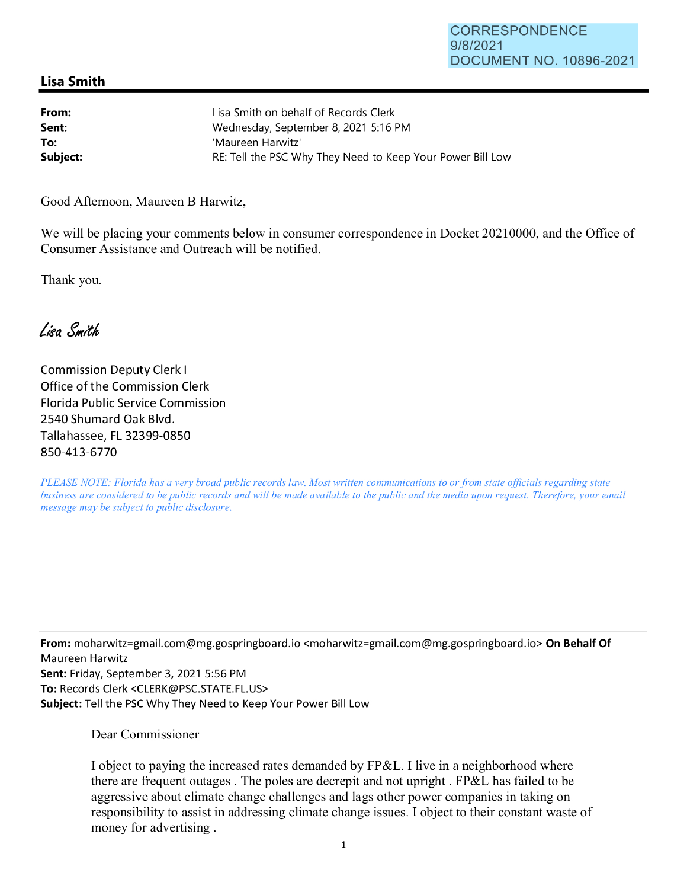CORRESPONDENCE
9/8/2021
DOCUMENT NO. 10896-2021

## Lisa Smith

| | |
|---|---|
| **From:** | Lisa Smith on behalf of Records Clerk |
| **Sent:** | Wednesday, September 8, 2021 5:16 PM |
| **To:** | 'Maureen Harwitz' |
| **Subject:** | RE: Tell the PSC Why They Need to Keep Your Power Bill Low |

Good Afternoon, Maureen B Harwitz,

We will be placing your comments below in consumer correspondence in Docket 20210000, and the Office of Consumer Assistance and Outreach will be notified.

Thank you.

*Lisa Smith*

Commission Deputy Clerk I
Office of the Commission Clerk
Florida Public Service Commission
2540 Shumard Oak Blvd.
Tallahassee, FL 32399-0850
850-413-6770

*PLEASE NOTE: Florida has a very broad public records law. Most written communications to or from state officials regarding state business are considered to be public records and will be made available to the public and the media upon request. Therefore, your email message may be subject to public disclosure.*

---

**From:** moharwitz=gmail.com@mg.gospringboard.io <moharwitz=gmail.com@mg.gospringboard.io> **On Behalf Of** Maureen Harwitz
**Sent:** Friday, September 3, 2021 5:56 PM
**To:** Records Clerk <CLERK@PSC.STATE.FL.US>
**Subject:** Tell the PSC Why They Need to Keep Your Power Bill Low

Dear Commissioner

I object to paying the increased rates demanded by FP&L. I live in a neighborhood where there are frequent outages . The poles are decrepit and not upright . FP&L has failed to be aggressive about climate change challenges and lags other power companies in taking on responsibility to assist in addressing climate change issues. I object to their constant waste of money for advertising .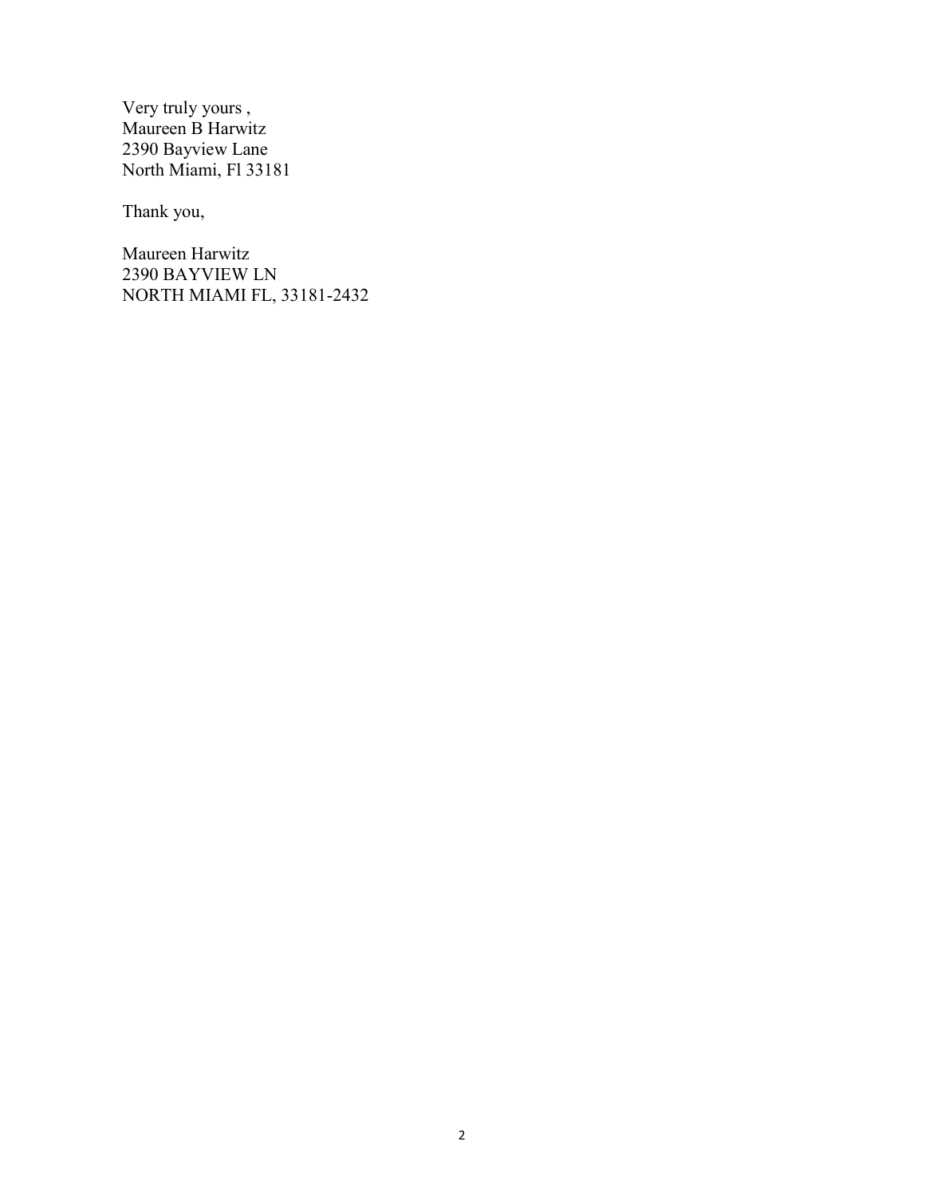Very truly yours ,
Maureen B Harwitz
2390 Bayview Lane
North Miami, Fl 33181

Thank you,

Maureen Harwitz
2390 BAYVIEW LN
NORTH MIAMI FL, 33181-2432